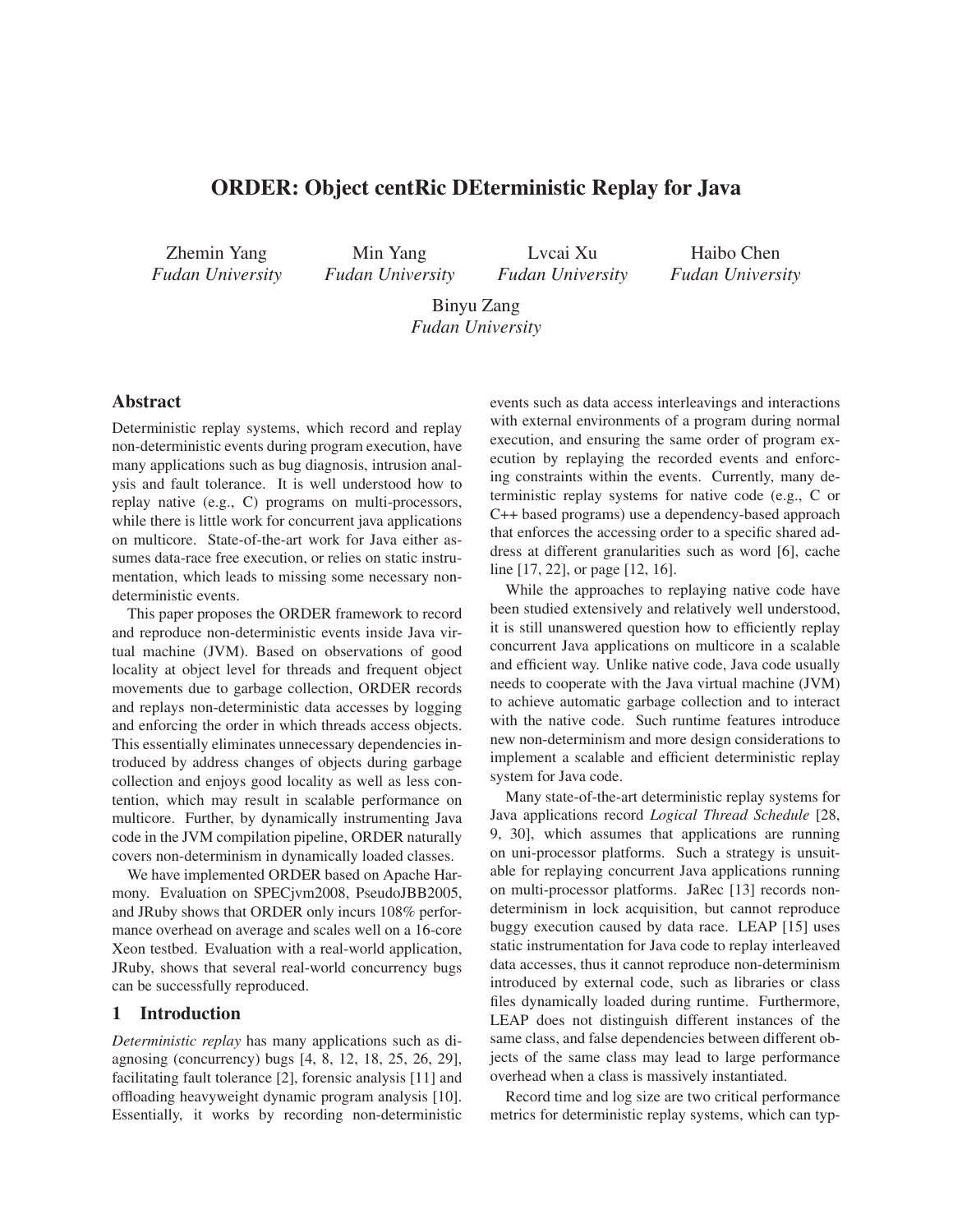# ORDER: Object centRic DEterministic Replay for Java

Zhemin Yang
*Fudan University*

Min Yang
*Fudan University*

Lvcai Xu
*Fudan University*

Haibo Chen
*Fudan University*

Binyu Zang
*Fudan University*

## Abstract

Deterministic replay systems, which record and replay non-deterministic events during program execution, have many applications such as bug diagnosis, intrusion analysis and fault tolerance. It is well understood how to replay native (e.g., C) programs on multi-processors, while there is little work for concurrent java applications on multicore. State-of-the-art work for Java either assumes data-race free execution, or relies on static instrumentation, which leads to missing some necessary non-deterministic events.

This paper proposes the ORDER framework to record and reproduce non-deterministic events inside Java virtual machine (JVM). Based on observations of good locality at object level for threads and frequent object movements due to garbage collection, ORDER records and replays non-deterministic data accesses by logging and enforcing the order in which threads access objects. This essentially eliminates unnecessary dependencies introduced by address changes of objects during garbage collection and enjoys good locality as well as less contention, which may result in scalable performance on multicore. Further, by dynamically instrumenting Java code in the JVM compilation pipeline, ORDER naturally covers non-determinism in dynamically loaded classes.

We have implemented ORDER based on Apache Harmony. Evaluation on SPECjvm2008, PseudoJBB2005, and JRuby shows that ORDER only incurs 108% performance overhead on average and scales well on a 16-core Xeon testbed. Evaluation with a real-world application, JRuby, shows that several real-world concurrency bugs can be successfully reproduced.

## 1 Introduction

*Deterministic replay* has many applications such as diagnosing (concurrency) bugs [4, 8, 12, 18, 25, 26, 29], facilitating fault tolerance [2], forensic analysis [11] and offloading heavyweight dynamic program analysis [10]. Essentially, it works by recording non-deterministic events such as data access interleavings and interactions with external environments of a program during normal execution, and ensuring the same order of program execution by replaying the recorded events and enforcing constraints within the events. Currently, many deterministic replay systems for native code (e.g., C or C++ based programs) use a dependency-based approach that enforces the accessing order to a specific shared address at different granularities such as word [6], cache line [17, 22], or page [12, 16].

While the approaches to replaying native code have been studied extensively and relatively well understood, it is still unanswered question how to efficiently replay concurrent Java applications on multicore in a scalable and efficient way. Unlike native code, Java code usually needs to cooperate with the Java virtual machine (JVM) to achieve automatic garbage collection and to interact with the native code. Such runtime features introduce new non-determinism and more design considerations to implement a scalable and efficient deterministic replay system for Java code.

Many state-of-the-art deterministic replay systems for Java applications record *Logical Thread Schedule* [28, 9, 30], which assumes that applications are running on uni-processor platforms. Such a strategy is unsuitable for replaying concurrent Java applications running on multi-processor platforms. JaRec [13] records non-determinism in lock acquisition, but cannot reproduce buggy execution caused by data race. LEAP [15] uses static instrumentation for Java code to replay interleaved data accesses, thus it cannot reproduce non-determinism introduced by external code, such as libraries or class files dynamically loaded during runtime. Furthermore, LEAP does not distinguish different instances of the same class, and false dependencies between different objects of the same class may lead to large performance overhead when a class is massively instantiated.

Record time and log size are two critical performance metrics for deterministic replay systems, which can typ-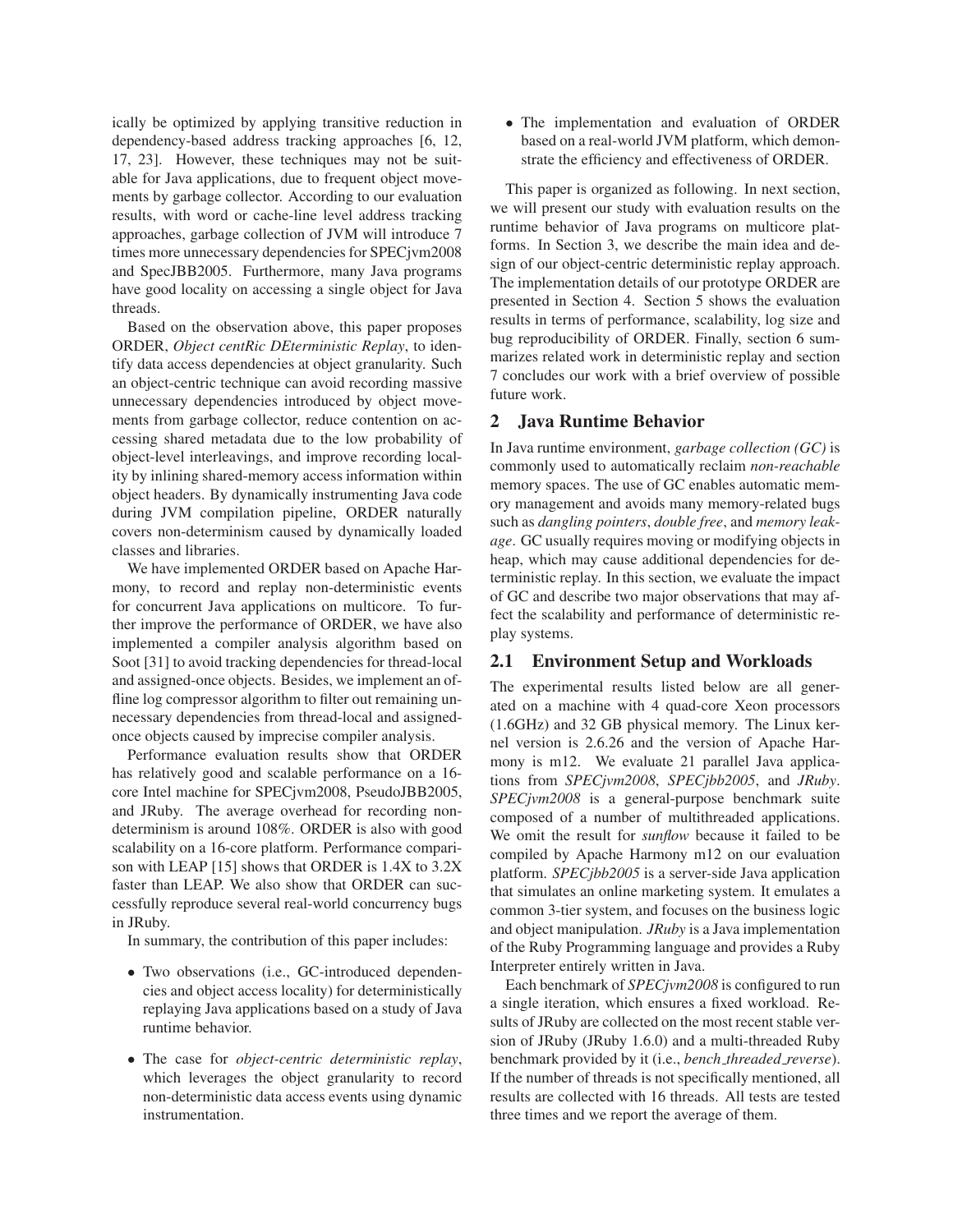ically be optimized by applying transitive reduction in dependency-based address tracking approaches [6, 12, 17, 23]. However, these techniques may not be suitable for Java applications, due to frequent object movements by garbage collector. According to our evaluation results, with word or cache-line level address tracking approaches, garbage collection of JVM will introduce 7 times more unnecessary dependencies for SPECjvm2008 and SpecJBB2005. Furthermore, many Java programs have good locality on accessing a single object for Java threads.

Based on the observation above, this paper proposes ORDER, *Object centRic DEterministic Replay*, to identify data access dependencies at object granularity. Such an object-centric technique can avoid recording massive unnecessary dependencies introduced by object movements from garbage collector, reduce contention on accessing shared metadata due to the low probability of object-level interleavings, and improve recording locality by inlining shared-memory access information within object headers. By dynamically instrumenting Java code during JVM compilation pipeline, ORDER naturally covers non-determinism caused by dynamically loaded classes and libraries.

We have implemented ORDER based on Apache Harmony, to record and replay non-deterministic events for concurrent Java applications on multicore. To further improve the performance of ORDER, we have also implemented a compiler analysis algorithm based on Soot [31] to avoid tracking dependencies for thread-local and assigned-once objects. Besides, we implement an offline log compressor algorithm to filter out remaining unnecessary dependencies from thread-local and assigned-once objects caused by imprecise compiler analysis.

Performance evaluation results show that ORDER has relatively good and scalable performance on a 16-core Intel machine for SPECjvm2008, PseudoJBB2005, and JRuby. The average overhead for recording non-determinism is around 108%. ORDER is also with good scalability on a 16-core platform. Performance comparison with LEAP [15] shows that ORDER is 1.4X to 3.2X faster than LEAP. We also show that ORDER can successfully reproduce several real-world concurrency bugs in JRuby.

In summary, the contribution of this paper includes:

- Two observations (i.e., GC-introduced dependencies and object access locality) for deterministically replaying Java applications based on a study of Java runtime behavior.
- The case for *object-centric deterministic replay*, which leverages the object granularity to record non-deterministic data access events using dynamic instrumentation.
- The implementation and evaluation of ORDER based on a real-world JVM platform, which demonstrate the efficiency and effectiveness of ORDER.

This paper is organized as following. In next section, we will present our study with evaluation results on the runtime behavior of Java programs on multicore platforms. In Section 3, we describe the main idea and design of our object-centric deterministic replay approach. The implementation details of our prototype ORDER are presented in Section 4. Section 5 shows the evaluation results in terms of performance, scalability, log size and bug reproducibility of ORDER. Finally, section 6 summarizes related work in deterministic replay and section 7 concludes our work with a brief overview of possible future work.

## 2 Java Runtime Behavior

In Java runtime environment, *garbage collection (GC)* is commonly used to automatically reclaim *non-reachable* memory spaces. The use of GC enables automatic memory management and avoids many memory-related bugs such as *dangling pointers*, *double free*, and *memory leakage*. GC usually requires moving or modifying objects in heap, which may cause additional dependencies for deterministic replay. In this section, we evaluate the impact of GC and describe two major observations that may affect the scalability and performance of deterministic replay systems.

### 2.1 Environment Setup and Workloads

The experimental results listed below are all generated on a machine with 4 quad-core Xeon processors (1.6GHz) and 32 GB physical memory. The Linux kernel version is 2.6.26 and the version of Apache Harmony is m12. We evaluate 21 parallel Java applications from *SPECjvm2008*, *SPECjbb2005*, and *JRuby*. *SPECjvm2008* is a general-purpose benchmark suite composed of a number of multithreaded applications. We omit the result for *sunflow* because it failed to be compiled by Apache Harmony m12 on our evaluation platform. *SPECjbb2005* is a server-side Java application that simulates an online marketing system. It emulates a common 3-tier system, and focuses on the business logic and object manipulation. *JRuby* is a Java implementation of the Ruby Programming language and provides a Ruby Interpreter entirely written in Java.

Each benchmark of *SPECjvm2008* is configured to run a single iteration, which ensures a fixed workload. Results of JRuby are collected on the most recent stable version of JRuby (JRuby 1.6.0) and a multi-threaded Ruby benchmark provided by it (i.e., *bench_threaded_reverse*). If the number of threads is not specifically mentioned, all results are collected with 16 threads. All tests are tested three times and we report the average of them.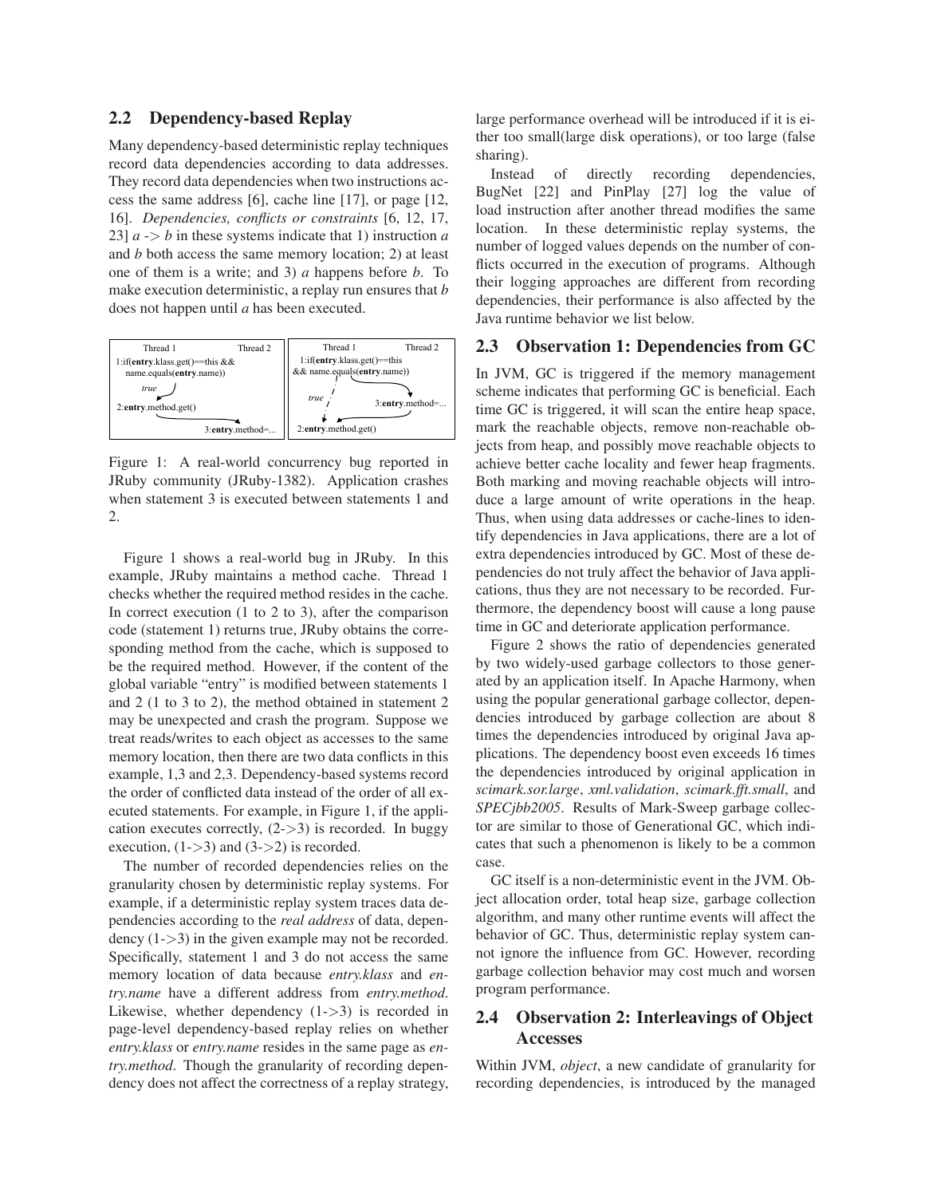## 2.2 Dependency-based Replay

Many dependency-based deterministic replay techniques record data dependencies according to data addresses. They record data dependencies when two instructions access the same address [6], cache line [17], or page [12, 16]. *Dependencies, conflicts or constraints* [6, 12, 17, 23] *a* -> *b* in these systems indicate that 1) instruction *a* and *b* both access the same memory location; 2) at least one of them is a write; and 3) *a* happens before *b*. To make execution deterministic, a replay run ensures that *b* does not happen until *a* has been executed.

Figure 1: A real-world concurrency bug reported in JRuby community (JRuby-1382). Application crashes when statement 3 is executed between statements 1 and 2.

Figure 1 shows a real-world bug in JRuby. In this example, JRuby maintains a method cache. Thread 1 checks whether the required method resides in the cache. In correct execution (1 to 2 to 3), after the comparison code (statement 1) returns true, JRuby obtains the corresponding method from the cache, which is supposed to be the required method. However, if the content of the global variable "entry" is modified between statements 1 and 2 (1 to 3 to 2), the method obtained in statement 2 may be unexpected and crash the program. Suppose we treat reads/writes to each object as accesses to the same memory location, then there are two data conflicts in this example, 1,3 and 2,3. Dependency-based systems record the order of conflicted data instead of the order of all executed statements. For example, in Figure 1, if the application executes correctly, (2->3) is recorded. In buggy execution, (1->3) and (3->2) is recorded.

The number of recorded dependencies relies on the granularity chosen by deterministic replay systems. For example, if a deterministic replay system traces data dependencies according to the *real address* of data, dependency (1->3) in the given example may not be recorded. Specifically, statement 1 and 3 do not access the same memory location of data because *entry.klass* and *entry.name* have a different address from *entry.method*. Likewise, whether dependency (1->3) is recorded in page-level dependency-based replay relies on whether *entry.klass* or *entry.name* resides in the same page as *entry.method*. Though the granularity of recording dependency does not affect the correctness of a replay strategy, large performance overhead will be introduced if it is either too small(large disk operations), or too large (false sharing).

Instead of directly recording dependencies, BugNet [22] and PinPlay [27] log the value of load instruction after another thread modifies the same location. In these deterministic replay systems, the number of logged values depends on the number of conflicts occurred in the execution of programs. Although their logging approaches are different from recording dependencies, their performance is also affected by the Java runtime behavior we list below.

## 2.3 Observation 1: Dependencies from GC

In JVM, GC is triggered if the memory management scheme indicates that performing GC is beneficial. Each time GC is triggered, it will scan the entire heap space, mark the reachable objects, remove non-reachable objects from heap, and possibly move reachable objects to achieve better cache locality and fewer heap fragments. Both marking and moving reachable objects will introduce a large amount of write operations in the heap. Thus, when using data addresses or cache-lines to identify dependencies in Java applications, there are a lot of extra dependencies introduced by GC. Most of these dependencies do not truly affect the behavior of Java applications, thus they are not necessary to be recorded. Furthermore, the dependency boost will cause a long pause time in GC and deteriorate application performance.

Figure 2 shows the ratio of dependencies generated by two widely-used garbage collectors to those generated by an application itself. In Apache Harmony, when using the popular generational garbage collector, dependencies introduced by garbage collection are about 8 times the dependencies introduced by original Java applications. The dependency boost even exceeds 16 times the dependencies introduced by original application in *scimark.sor.large*, *xml.validation*, *scimark.fft.small*, and *SPECjbb2005*. Results of Mark-Sweep garbage collector are similar to those of Generational GC, which indicates that such a phenomenon is likely to be a common case.

GC itself is a non-deterministic event in the JVM. Object allocation order, total heap size, garbage collection algorithm, and many other runtime events will affect the behavior of GC. Thus, deterministic replay system cannot ignore the influence from GC. However, recording garbage collection behavior may cost much and worsen program performance.

## 2.4 Observation 2: Interleavings of Object Accesses

Within JVM, *object*, a new candidate of granularity for recording dependencies, is introduced by the managed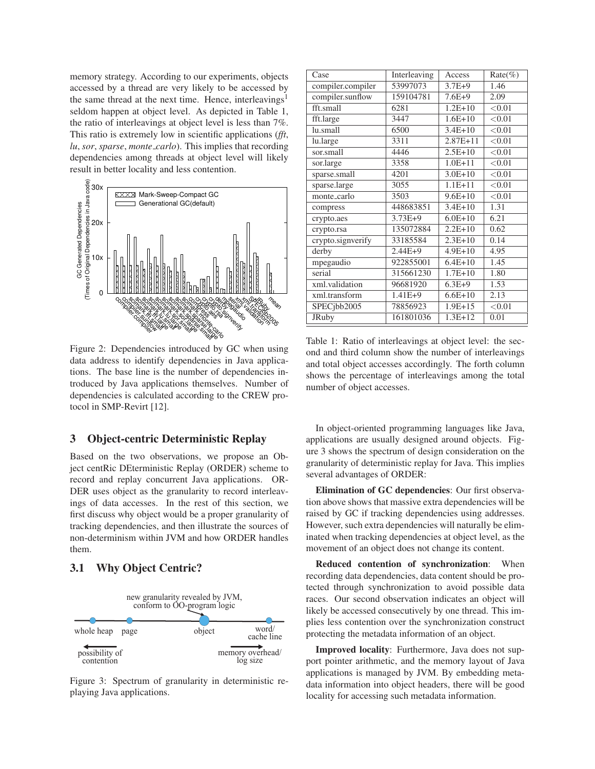memory strategy. According to our experiments, objects accessed by a thread are very likely to be accessed by the same thread at the next time. Hence, interleavings[1] seldom happen at object level. As depicted in Table 1, the ratio of interleavings at object level is less than 7%. This ratio is extremely low in scientific applications (*fft*, *lu*, *sor*, *sparse*, *monte_carlo*). This implies that recording dependencies among threads at object level will likely result in better locality and less contention.

Figure 2: Dependencies introduced by GC when using data address to identify dependencies in Java applications. The base line is the number of dependencies introduced by Java applications themselves. Number of dependencies is calculated according to the CREW protocol in SMP-Revirt [12].

| Case | Interleaving | Access | Rate(%) |
|---|---|---|---|
| compiler.compiler | 53997073 | 3.7E+9 | 1.46 |
| compiler.sunflow | 159104781 | 7.6E+9 | 2.09 |
| fft.small | 6281 | 1.2E+10 | <0.01 |
| fft.large | 3447 | 1.6E+10 | <0.01 |
| lu.small | 6500 | 3.4E+10 | <0.01 |
| lu.large | 3311 | 2.87E+11 | <0.01 |
| sor.small | 4446 | 2.5E+10 | <0.01 |
| sor.large | 3358 | 1.0E+11 | <0.01 |
| sparse.small | 4201 | 3.0E+10 | <0.01 |
| sparse.large | 3055 | 1.1E+11 | <0.01 |
| monte_carlo | 3503 | 9.6E+10 | <0.01 |
| compress | 448683851 | 3.4E+10 | 1.31 |
| crypto.aes | 3.73E+9 | 6.0E+10 | 6.21 |
| crypto.rsa | 135072884 | 2.2E+10 | 0.62 |
| crypto.signverify | 33185584 | 2.3E+10 | 0.14 |
| derby | 2.44E+9 | 4.9E+10 | 4.95 |
| mpegaudio | 922855001 | 6.4E+10 | 1.45 |
| serial | 315661230 | 1.7E+10 | 1.80 |
| xml.validation | 96681920 | 6.3E+9 | 1.53 |
| xml.transform | 1.41E+9 | 6.6E+10 | 2.13 |
| SPECjbb2005 | 78856923 | 1.9E+15 | <0.01 |
| JRuby | 161801036 | 1.3E+12 | 0.01 |

Table 1: Ratio of interleavings at object level: the second and third column show the number of interleavings and total object accesses accordingly. The forth column shows the percentage of interleavings among the total number of object accesses.

## 3 Object-centric Deterministic Replay

Based on the two observations, we propose an Object centRic DEterministic Replay (ORDER) scheme to record and replay concurrent Java applications. ORDER uses object as the granularity to record interleavings of data accesses. In the rest of this section, we first discuss why object would be a proper granularity of tracking dependencies, and then illustrate the sources of non-determinism within JVM and how ORDER handles them.

### 3.1 Why Object Centric?

Figure 3: Spectrum of granularity in deterministic replaying Java applications.

In object-oriented programming languages like Java, applications are usually designed around objects. Figure 3 shows the spectrum of design consideration on the granularity of deterministic replay for Java. This implies several advantages of ORDER:

**Elimination of GC dependencies**: Our first observation above shows that massive extra dependencies will be raised by GC if tracking dependencies using addresses. However, such extra dependencies will naturally be eliminated when tracking dependencies at object level, as the movement of an object does not change its content.

**Reduced contention of synchronization**: When recording data dependencies, data content should be protected through synchronization to avoid possible data races. Our second observation indicates an object will likely be accessed consecutively by one thread. This implies less contention over the synchronization construct protecting the metadata information of an object.

**Improved locality**: Furthermore, Java does not support pointer arithmetic, and the memory layout of Java applications is managed by JVM. By embedding metadata information into object headers, there will be good locality for accessing such metadata information.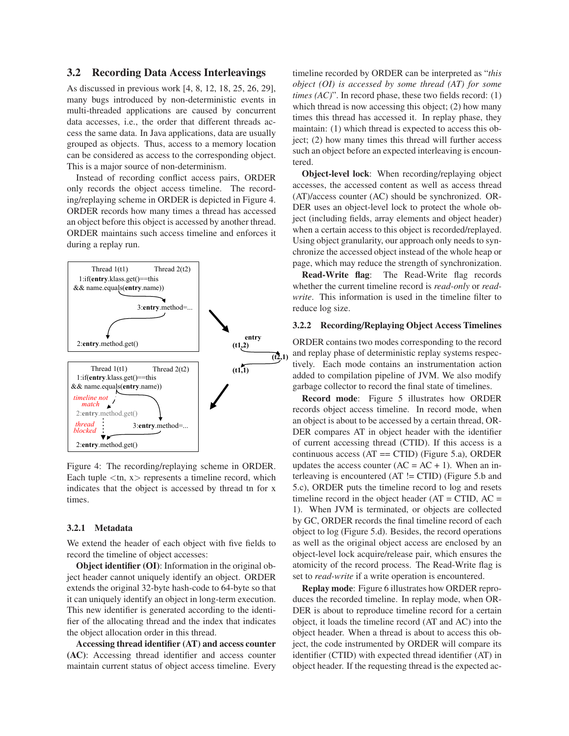### 3.2 Recording Data Access Interleavings

As discussed in previous work [4, 8, 12, 18, 25, 26, 29], many bugs introduced by non-deterministic events in multi-threaded applications are caused by concurrent data accesses, i.e., the order that different threads access the same data. In Java applications, data are usually grouped as objects. Thus, access to a memory location can be considered as access to the corresponding object. This is a major source of non-determinism.

Instead of recording conflict access pairs, ORDER only records the object access timeline. The recording/replaying scheme in ORDER is depicted in Figure 4. ORDER records how many times a thread has accessed an object before this object is accessed by another thread. ORDER maintains such access timeline and enforces it during a replay run.

Figure 4: The recording/replaying scheme in ORDER. Each tuple <tn, x> represents a timeline record, which indicates that the object is accessed by thread tn for x times.

#### 3.2.1 Metadata

We extend the header of each object with five fields to record the timeline of object accesses:

**Object identifier (OI)**: Information in the original object header cannot uniquely identify an object. ORDER extends the original 32-byte hash-code to 64-byte so that it can uniquely identify an object in long-term execution. This new identifier is generated according to the identifier of the allocating thread and the index that indicates the object allocation order in this thread.

**Accessing thread identifier (AT) and access counter (AC)**: Accessing thread identifier and access counter maintain current status of object access timeline. Every timeline recorded by ORDER can be interpreted as "*this object (OI) is accessed by some thread (AT) for some times (AC)*". In record phase, these two fields record: (1) which thread is now accessing this object; (2) how many times this thread has accessed it. In replay phase, they maintain: (1) which thread is expected to access this object; (2) how many times this thread will further access such an object before an expected interleaving is encountered.

**Object-level lock**: When recording/replaying object accesses, the accessed content as well as access thread (AT)/access counter (AC) should be synchronized. ORDER uses an object-level lock to protect the whole object (including fields, array elements and object header) when a certain access to this object is recorded/replayed. Using object granularity, our approach only needs to synchronize the accessed object instead of the whole heap or page, which may reduce the strength of synchronization.

**Read-Write flag**: The Read-Write flag records whether the current timeline record is *read-only* or *read-write*. This information is used in the timeline filter to reduce log size.

#### 3.2.2 Recording/Replaying Object Access Timelines

ORDER contains two modes corresponding to the record and replay phase of deterministic replay systems respectively. Each mode contains an instrumentation action added to compilation pipeline of JVM. We also modify garbage collector to record the final state of timelines.

**Record mode**: Figure 5 illustrates how ORDER records object access timeline. In record mode, when an object is about to be accessed by a certain thread, ORDER compares AT in object header with the identifier of current accessing thread (CTID). If this access is a continuous access (AT == CTID) (Figure 5.a), ORDER updates the access counter (AC = AC + 1). When an interleaving is encountered (AT != CTID) (Figure 5.b and 5.c), ORDER puts the timeline record to log and resets timeline record in the object header (AT = CTID, AC = 1). When JVM is terminated, or objects are collected by GC, ORDER records the final timeline record of each object to log (Figure 5.d). Besides, the record operations as well as the original object access are enclosed by an object-level lock acquire/release pair, which ensures the atomicity of the record process. The Read-Write flag is set to *read-write* if a write operation is encountered.

**Replay mode**: Figure 6 illustrates how ORDER reproduces the recorded timeline. In replay mode, when ORDER is about to reproduce timeline record for a certain object, it loads the timeline record (AT and AC) into the object header. When a thread is about to access this object, the code instrumented by ORDER will compare its identifier (CTID) with expected thread identifier (AT) in object header. If the requesting thread is the expected ac-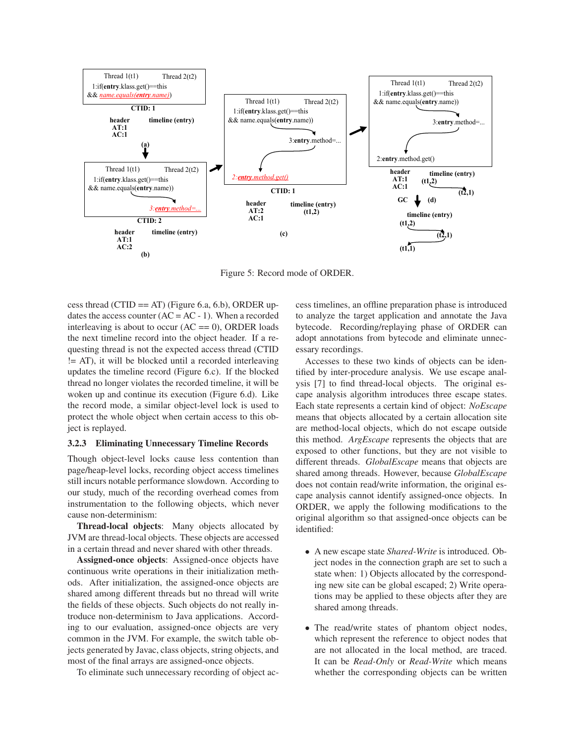Figure 5: Record mode of ORDER.

cess thread (CTID == AT) (Figure 6.a, 6.b), ORDER updates the access counter (AC = AC - 1). When a recorded interleaving is about to occur (AC == 0), ORDER loads the next timeline record into the object header. If a requesting thread is not the expected access thread (CTID != AT), it will be blocked until a recorded interleaving updates the timeline record (Figure 6.c). If the blocked thread no longer violates the recorded timeline, it will be woken up and continue its execution (Figure 6.d). Like the record mode, a similar object-level lock is used to protect the whole object when certain access to this object is replayed.

### 3.2.3 Eliminating Unnecessary Timeline Records

Though object-level locks cause less contention than page/heap-level locks, recording object access timelines still incurs notable performance slowdown. According to our study, much of the recording overhead comes from instrumentation to the following objects, which never cause non-determinism:

**Thread-local objects**: Many objects allocated by JVM are thread-local objects. These objects are accessed in a certain thread and never shared with other threads.

**Assigned-once objects**: Assigned-once objects have continuous write operations in their initialization methods. After initialization, the assigned-once objects are shared among different threads but no thread will write the fields of these objects. Such objects do not really introduce non-determinism to Java applications. According to our evaluation, assigned-once objects are very common in the JVM. For example, the switch table objects generated by Javac, class objects, string objects, and most of the final arrays are assigned-once objects.

To eliminate such unnecessary recording of object access timelines, an offline preparation phase is introduced to analyze the target application and annotate the Java bytecode. Recording/replaying phase of ORDER can adopt annotations from bytecode and eliminate unnecessary recordings.

Accesses to these two kinds of objects can be identified by inter-procedure analysis. We use escape analysis [7] to find thread-local objects. The original escape analysis algorithm introduces three escape states. Each state represents a certain kind of object: *NoEscape* means that objects allocated by a certain allocation site are method-local objects, which do not escape outside this method. *ArgEscape* represents the objects that are exposed to other functions, but they are not visible to different threads. *GlobalEscape* means that objects are shared among threads. However, because *GlobalEscape* does not contain read/write information, the original escape analysis cannot identify assigned-once objects. In ORDER, we apply the following modifications to the original algorithm so that assigned-once objects can be identified:

- A new escape state *Shared-Write* is introduced. Object nodes in the connection graph are set to such a state when: 1) Objects allocated by the corresponding new site can be global escaped; 2) Write operations may be applied to these objects after they are shared among threads.

- The read/write states of phantom object nodes, which represent the reference to object nodes that are not allocated in the local method, are traced. It can be *Read-Only* or *Read-Write* which means whether the corresponding objects can be written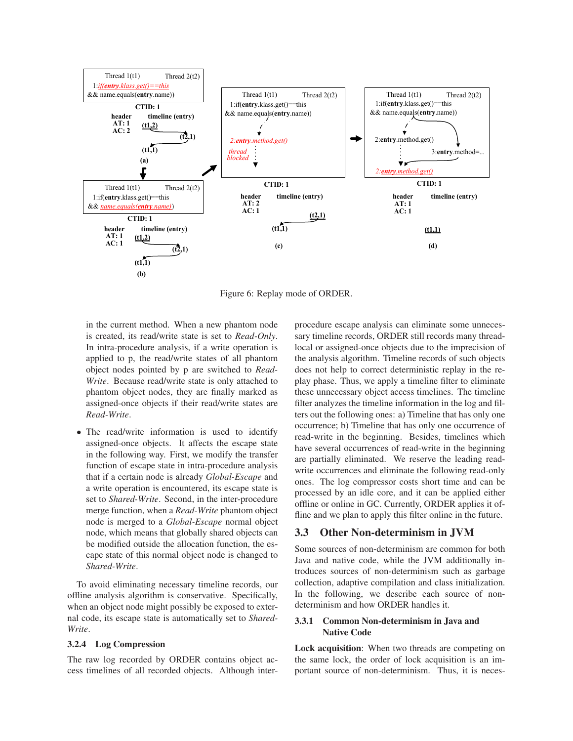Figure 6: Replay mode of ORDER.

in the current method. When a new phantom node is created, its read/write state is set to *Read-Only*. In intra-procedure analysis, if a write operation is applied to p, the read/write states of all phantom object nodes pointed by p are switched to *Read-Write*. Because read/write state is only attached to phantom object nodes, they are finally marked as assigned-once objects if their read/write states are *Read-Write*.

- The read/write information is used to identify assigned-once objects. It affects the escape state in the following way. First, we modify the transfer function of escape state in intra-procedure analysis that if a certain node is already *Global-Escape* and a write operation is encountered, its escape state is set to *Shared-Write*. Second, in the inter-procedure merge function, when a *Read-Write* phantom object node is merged to a *Global-Escape* normal object node, which means that globally shared objects can be modified outside the allocation function, the escape state of this normal object node is changed to *Shared-Write*.

To avoid eliminating necessary timeline records, our offline analysis algorithm is conservative. Specifically, when an object node might possibly be exposed to external code, its escape state is automatically set to *Shared-Write*.

#### 3.2.4 Log Compression

The raw log recorded by ORDER contains object access timelines of all recorded objects. Although inter-procedure escape analysis can eliminate some unnecessary timeline records, ORDER still records many thread-local or assigned-once objects due to the imprecision of the analysis algorithm. Timeline records of such objects does not help to correct deterministic replay in the replay phase. Thus, we apply a timeline filter to eliminate these unnecessary object access timelines. The timeline filter analyzes the timeline information in the log and filters out the following ones: a) Timeline that has only one occurrence; b) Timeline that has only one occurrence of read-write in the beginning. Besides, timelines which have several occurrences of read-write in the beginning are partially eliminated. We reserve the leading read-write occurrences and eliminate the following read-only ones. The log compressor costs short time and can be processed by an idle core, and it can be applied either offline or online in GC. Currently, ORDER applies it offline and we plan to apply this filter online in the future.

## 3.3 Other Non-determinism in JVM

Some sources of non-determinism are common for both Java and native code, while the JVM additionally introduces sources of non-determinism such as garbage collection, adaptive compilation and class initialization. In the following, we describe each source of non-determinism and how ORDER handles it.

#### 3.3.1 Common Non-determinism in Java and Native Code

**Lock acquisition**: When two threads are competing on the same lock, the order of lock acquisition is an important source of non-determinism. Thus, it is neces-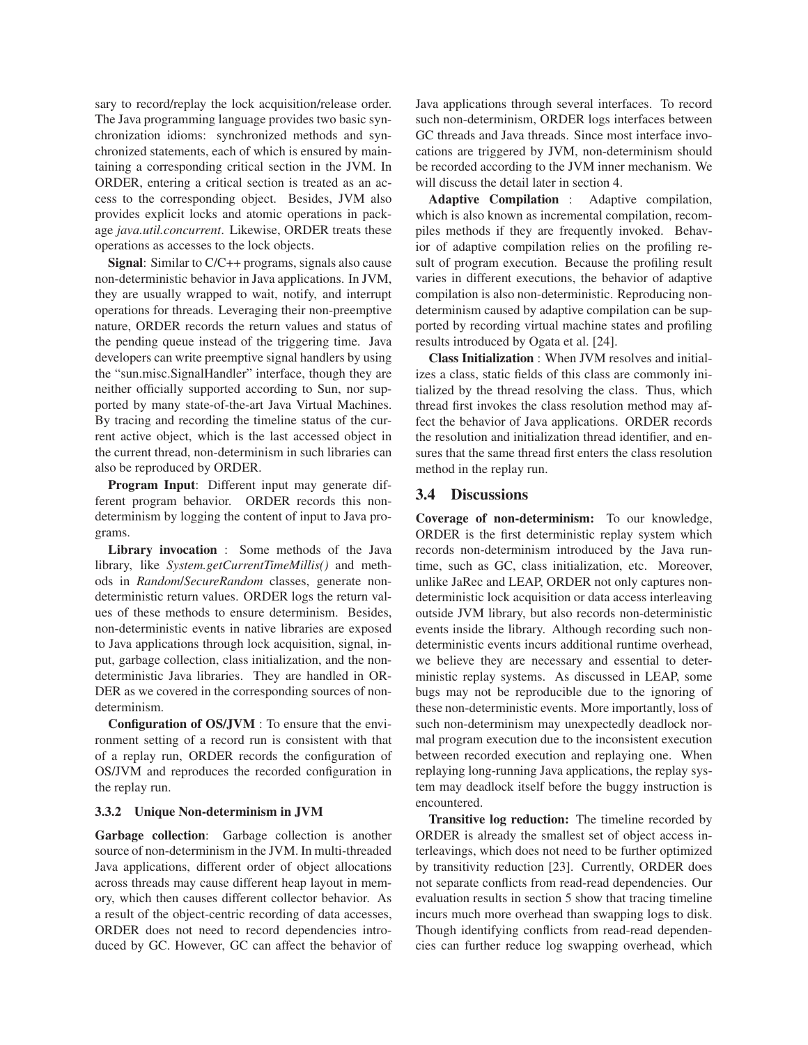sary to record/replay the lock acquisition/release order. The Java programming language provides two basic synchronization idioms: synchronized methods and synchronized statements, each of which is ensured by maintaining a corresponding critical section in the JVM. In ORDER, entering a critical section is treated as an access to the corresponding object. Besides, JVM also provides explicit locks and atomic operations in package *java.util.concurrent*. Likewise, ORDER treats these operations as accesses to the lock objects.

**Signal**: Similar to C/C++ programs, signals also cause non-deterministic behavior in Java applications. In JVM, they are usually wrapped to wait, notify, and interrupt operations for threads. Leveraging their non-preemptive nature, ORDER records the return values and status of the pending queue instead of the triggering time. Java developers can write preemptive signal handlers by using the "sun.misc.SignalHandler" interface, though they are neither officially supported according to Sun, nor supported by many state-of-the-art Java Virtual Machines. By tracing and recording the timeline status of the current active object, which is the last accessed object in the current thread, non-determinism in such libraries can also be reproduced by ORDER.

**Program Input**: Different input may generate different program behavior. ORDER records this non-determinism by logging the content of input to Java programs.

**Library invocation** : Some methods of the Java library, like *System.getCurrentTimeMillis()* and methods in *Random*/*SecureRandom* classes, generate non-deterministic return values. ORDER logs the return values of these methods to ensure determinism. Besides, non-deterministic events in native libraries are exposed to Java applications through lock acquisition, signal, input, garbage collection, class initialization, and the non-deterministic Java libraries. They are handled in ORDER as we covered in the corresponding sources of non-determinism.

**Configuration of OS/JVM** : To ensure that the environment setting of a record run is consistent with that of a replay run, ORDER records the configuration of OS/JVM and reproduces the recorded configuration in the replay run.

#### 3.3.2 Unique Non-determinism in JVM

**Garbage collection**: Garbage collection is another source of non-determinism in the JVM. In multi-threaded Java applications, different order of object allocations across threads may cause different heap layout in memory, which then causes different collector behavior. As a result of the object-centric recording of data accesses, ORDER does not need to record dependencies introduced by GC. However, GC can affect the behavior of Java applications through several interfaces. To record such non-determinism, ORDER logs interfaces between GC threads and Java threads. Since most interface invocations are triggered by JVM, non-determinism should be recorded according to the JVM inner mechanism. We will discuss the detail later in section 4.

**Adaptive Compilation** : Adaptive compilation, which is also known as incremental compilation, recompiles methods if they are frequently invoked. Behavior of adaptive compilation relies on the profiling result of program execution. Because the profiling result varies in different executions, the behavior of adaptive compilation is also non-deterministic. Reproducing non-determinism caused by adaptive compilation can be supported by recording virtual machine states and profiling results introduced by Ogata et al. [24].

**Class Initialization** : When JVM resolves and initializes a class, static fields of this class are commonly initialized by the thread resolving the class. Thus, which thread first invokes the class resolution method may affect the behavior of Java applications. ORDER records the resolution and initialization thread identifier, and ensures that the same thread first enters the class resolution method in the replay run.

### 3.4 Discussions

**Coverage of non-determinism:** To our knowledge, ORDER is the first deterministic replay system which records non-determinism introduced by the Java runtime, such as GC, class initialization, etc. Moreover, unlike JaRec and LEAP, ORDER not only captures non-deterministic lock acquisition or data access interleaving outside JVM library, but also records non-deterministic events inside the library. Although recording such non-deterministic events incurs additional runtime overhead, we believe they are necessary and essential to deterministic replay systems. As discussed in LEAP, some bugs may not be reproducible due to the ignoring of these non-deterministic events. More importantly, loss of such non-determinism may unexpectedly deadlock normal program execution due to the inconsistent execution between recorded execution and replaying one. When replaying long-running Java applications, the replay system may deadlock itself before the buggy instruction is encountered.

**Transitive log reduction:** The timeline recorded by ORDER is already the smallest set of object access interleavings, which does not need to be further optimized by transitivity reduction [23]. Currently, ORDER does not separate conflicts from read-read dependencies. Our evaluation results in section 5 show that tracing timeline incurs much more overhead than swapping logs to disk. Though identifying conflicts from read-read dependencies can further reduce log swapping overhead, which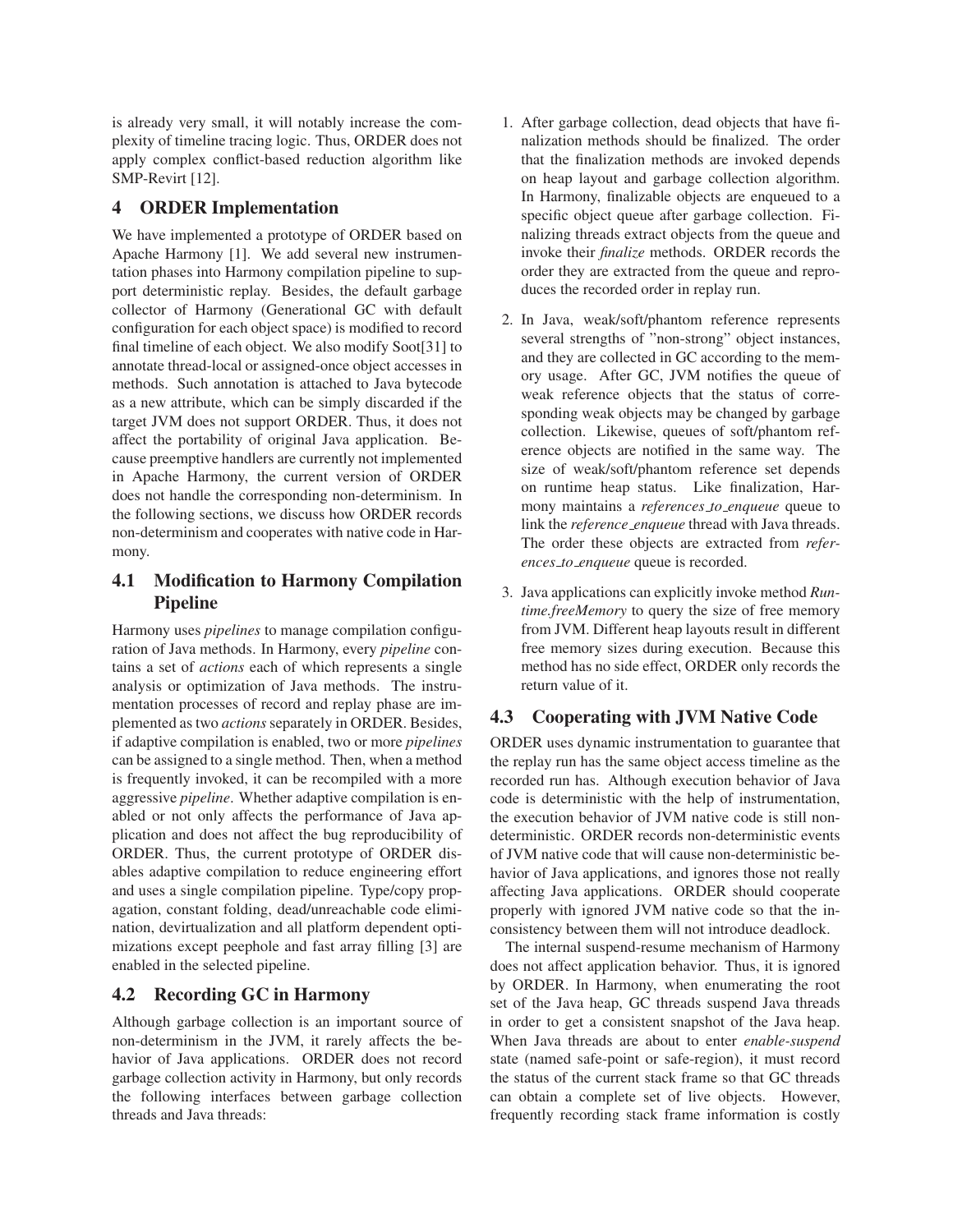is already very small, it will notably increase the complexity of timeline tracing logic. Thus, ORDER does not apply complex conflict-based reduction algorithm like SMP-Revirt [12].

## 4 ORDER Implementation

We have implemented a prototype of ORDER based on Apache Harmony [1]. We add several new instrumentation phases into Harmony compilation pipeline to support deterministic replay. Besides, the default garbage collector of Harmony (Generational GC with default configuration for each object space) is modified to record final timeline of each object. We also modify Soot[31] to annotate thread-local or assigned-once object accesses in methods. Such annotation is attached to Java bytecode as a new attribute, which can be simply discarded if the target JVM does not support ORDER. Thus, it does not affect the portability of original Java application. Because preemptive handlers are currently not implemented in Apache Harmony, the current version of ORDER does not handle the corresponding non-determinism. In the following sections, we discuss how ORDER records non-determinism and cooperates with native code in Harmony.

### 4.1 Modification to Harmony Compilation Pipeline

Harmony uses *pipelines* to manage compilation configuration of Java methods. In Harmony, every *pipeline* contains a set of *actions* each of which represents a single analysis or optimization of Java methods. The instrumentation processes of record and replay phase are implemented as two *actions* separately in ORDER. Besides, if adaptive compilation is enabled, two or more *pipelines* can be assigned to a single method. Then, when a method is frequently invoked, it can be recompiled with a more aggressive *pipeline*. Whether adaptive compilation is enabled or not only affects the performance of Java application and does not affect the bug reproducibility of ORDER. Thus, the current prototype of ORDER disables adaptive compilation to reduce engineering effort and uses a single compilation pipeline. Type/copy propagation, constant folding, dead/unreachable code elimination, devirtualization and all platform dependent optimizations except peephole and fast array filling [3] are enabled in the selected pipeline.

### 4.2 Recording GC in Harmony

Although garbage collection is an important source of non-determinism in the JVM, it rarely affects the behavior of Java applications. ORDER does not record garbage collection activity in Harmony, but only records the following interfaces between garbage collection threads and Java threads:

1. After garbage collection, dead objects that have finalization methods should be finalized. The order that the finalization methods are invoked depends on heap layout and garbage collection algorithm. In Harmony, finalizable objects are enqueued to a specific object queue after garbage collection. Finalizing threads extract objects from the queue and invoke their *finalize* methods. ORDER records the order they are extracted from the queue and reproduces the recorded order in replay run.
2. In Java, weak/soft/phantom reference represents several strengths of "non-strong" object instances, and they are collected in GC according to the memory usage. After GC, JVM notifies the queue of weak reference objects that the status of corresponding weak objects may be changed by garbage collection. Likewise, queues of soft/phantom reference objects are notified in the same way. The size of weak/soft/phantom reference set depends on runtime heap status. Like finalization, Harmony maintains a *references_to_enqueue* queue to link the *reference_enqueue* thread with Java threads. The order these objects are extracted from *references_to_enqueue* queue is recorded.
3. Java applications can explicitly invoke method *Runtime.freeMemory* to query the size of free memory from JVM. Different heap layouts result in different free memory sizes during execution. Because this method has no side effect, ORDER only records the return value of it.

### 4.3 Cooperating with JVM Native Code

ORDER uses dynamic instrumentation to guarantee that the replay run has the same object access timeline as the recorded run has. Although execution behavior of Java code is deterministic with the help of instrumentation, the execution behavior of JVM native code is still non-deterministic. ORDER records non-deterministic events of JVM native code that will cause non-deterministic behavior of Java applications, and ignores those not really affecting Java applications. ORDER should cooperate properly with ignored JVM native code so that the inconsistency between them will not introduce deadlock.

The internal suspend-resume mechanism of Harmony does not affect application behavior. Thus, it is ignored by ORDER. In Harmony, when enumerating the root set of the Java heap, GC threads suspend Java threads in order to get a consistent snapshot of the Java heap. When Java threads are about to enter *enable-suspend* state (named safe-point or safe-region), it must record the status of the current stack frame so that GC threads can obtain a complete set of live objects. However, frequently recording stack frame information is costly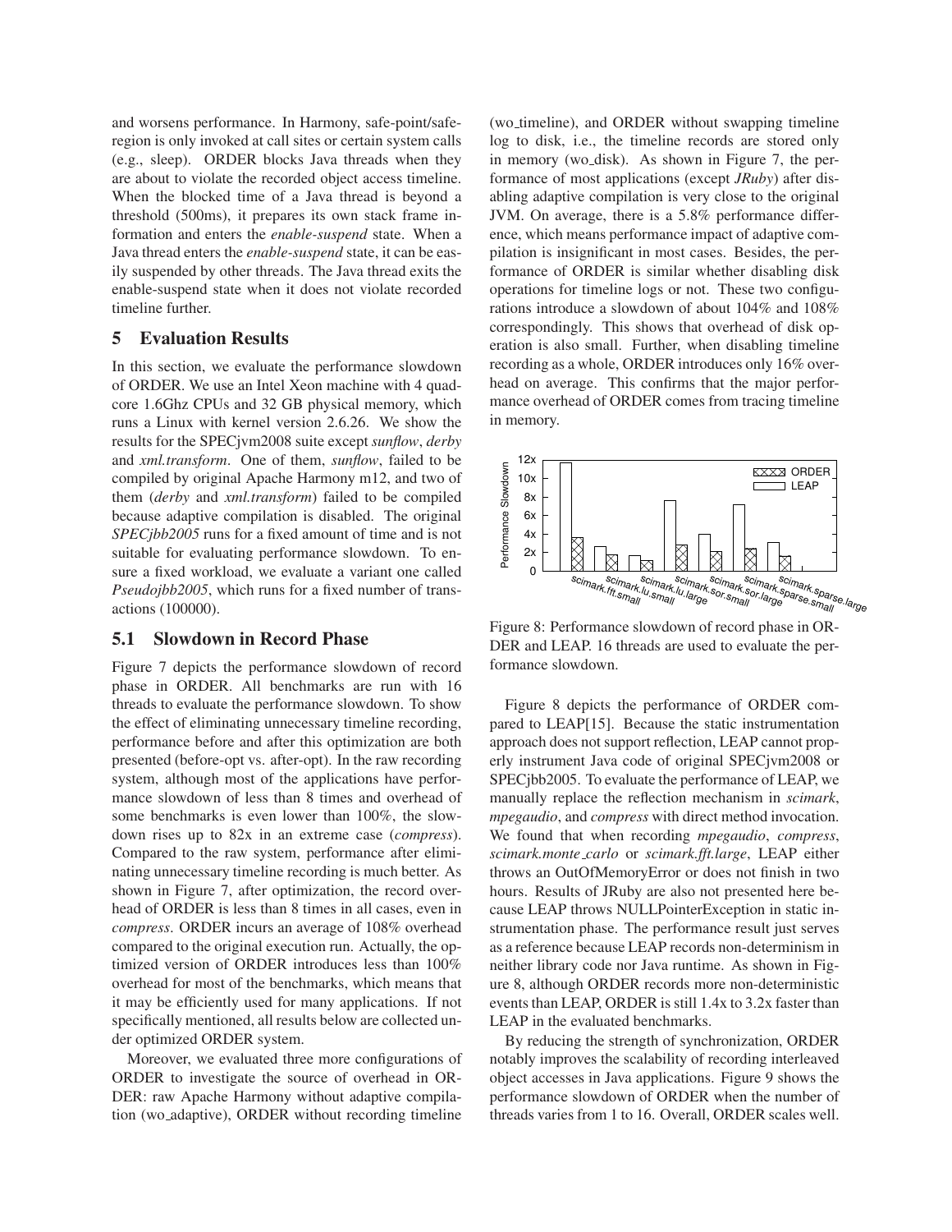and worsens performance. In Harmony, safe-point/safe-region is only invoked at call sites or certain system calls (e.g., sleep). ORDER blocks Java threads when they are about to violate the recorded object access timeline. When the blocked time of a Java thread is beyond a threshold (500ms), it prepares its own stack frame information and enters the *enable-suspend* state. When a Java thread enters the *enable-suspend* state, it can be easily suspended by other threads. The Java thread exits the enable-suspend state when it does not violate recorded timeline further.

## 5 Evaluation Results

In this section, we evaluate the performance slowdown of ORDER. We use an Intel Xeon machine with 4 quad-core 1.6Ghz CPUs and 32 GB physical memory, which runs a Linux with kernel version 2.6.26. We show the results for the SPECjvm2008 suite except *sunflow*, *derby* and *xml.transform*. One of them, *sunflow*, failed to be compiled by original Apache Harmony m12, and two of them (*derby* and *xml.transform*) failed to be compiled because adaptive compilation is disabled. The original *SPECjbb2005* runs for a fixed amount of time and is not suitable for evaluating performance slowdown. To ensure a fixed workload, we evaluate a variant one called *Pseudojbb2005*, which runs for a fixed number of transactions (100000).

### 5.1 Slowdown in Record Phase

Figure 7 depicts the performance slowdown of record phase in ORDER. All benchmarks are run with 16 threads to evaluate the performance slowdown. To show the effect of eliminating unnecessary timeline recording, performance before and after this optimization are both presented (before-opt vs. after-opt). In the raw recording system, although most of the applications have performance slowdown of less than 8 times and overhead of some benchmarks is even lower than 100%, the slowdown rises up to 82x in an extreme case (*compress*). Compared to the raw system, performance after eliminating unnecessary timeline recording is much better. As shown in Figure 7, after optimization, the record overhead of ORDER is less than 8 times in all cases, even in *compress*. ORDER incurs an average of 108% overhead compared to the original execution run. Actually, the optimized version of ORDER introduces less than 100% overhead for most of the benchmarks, which means that it may be efficiently used for many applications. If not specifically mentioned, all results below are collected under optimized ORDER system.

Moreover, we evaluated three more configurations of ORDER to investigate the source of overhead in ORDER: raw Apache Harmony without adaptive compilation (wo_adaptive), ORDER without recording timeline (wo_timeline), and ORDER without swapping timeline log to disk, i.e., the timeline records are stored only in memory (wo_disk). As shown in Figure 7, the performance of most applications (except *JRuby*) after disabling adaptive compilation is very close to the original JVM. On average, there is a 5.8% performance difference, which means performance impact of adaptive compilation is insignificant in most cases. Besides, the performance of ORDER is similar whether disabling disk operations for timeline logs or not. These two configurations introduce a slowdown of about 104% and 108% correspondingly. This shows that overhead of disk operation is also small. Further, when disabling timeline recording as a whole, ORDER introduces only 16% overhead on average. This confirms that the major performance overhead of ORDER comes from tracing timeline in memory.

Figure 8: Performance slowdown of record phase in ORDER and LEAP. 16 threads are used to evaluate the performance slowdown.

Figure 8 depicts the performance of ORDER compared to LEAP[15]. Because the static instrumentation approach does not support reflection, LEAP cannot properly instrument Java code of original SPECjvm2008 or SPECjbb2005. To evaluate the performance of LEAP, we manually replace the reflection mechanism in *scimark*, *mpegaudio*, and *compress* with direct method invocation. We found that when recording *mpegaudio*, *compress*, *scimark.monte_carlo* or *scimark.fft.large*, LEAP either throws an OutOfMemoryError or does not finish in two hours. Results of JRuby are also not presented here because LEAP throws NULLPointerException in static instrumentation phase. The performance result just serves as a reference because LEAP records non-determinism in neither library code nor Java runtime. As shown in Figure 8, although ORDER records more non-deterministic events than LEAP, ORDER is still 1.4x to 3.2x faster than LEAP in the evaluated benchmarks.

By reducing the strength of synchronization, ORDER notably improves the scalability of recording interleaved object accesses in Java applications. Figure 9 shows the performance slowdown of ORDER when the number of threads varies from 1 to 16. Overall, ORDER scales well.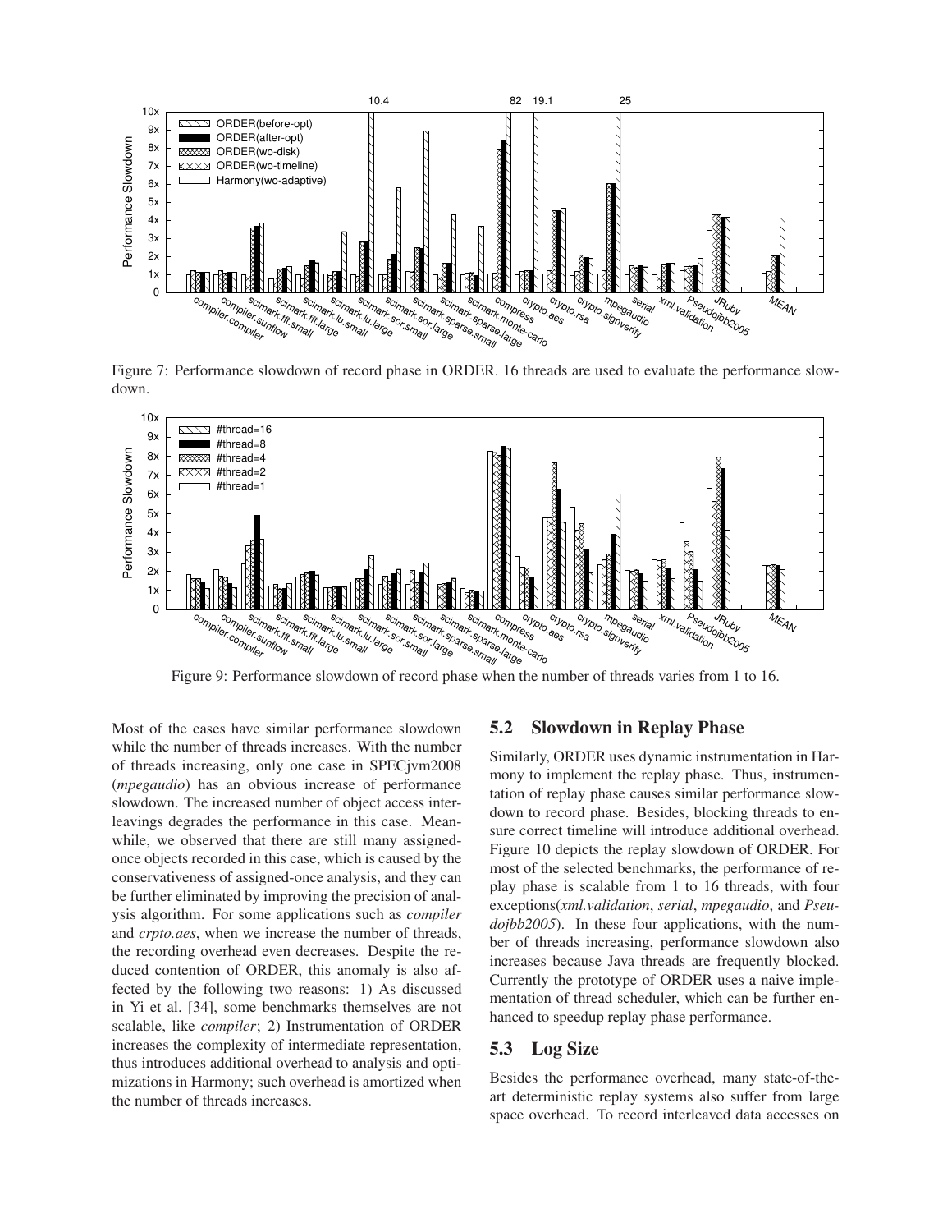Figure 7: Performance slowdown of record phase in ORDER. 16 threads are used to evaluate the performance slowdown.

Figure 9: Performance slowdown of record phase when the number of threads varies from 1 to 16.

Most of the cases have similar performance slowdown while the number of threads increases. With the number of threads increasing, only one case in SPECjvm2008 (*mpegaudio*) has an obvious increase of performance slowdown. The increased number of object access interleavings degrades the performance in this case. Meanwhile, we observed that there are still many assigned-once objects recorded in this case, which is caused by the conservativeness of assigned-once analysis, and they can be further eliminated by improving the precision of analysis algorithm. For some applications such as *compiler* and *crpto.aes*, when we increase the number of threads, the recording overhead even decreases. Despite the reduced contention of ORDER, this anomaly is also affected by the following two reasons: 1) As discussed in Yi et al. [34], some benchmarks themselves are not scalable, like *compiler*; 2) Instrumentation of ORDER increases the complexity of intermediate representation, thus introduces additional overhead to analysis and optimizations in Harmony; such overhead is amortized when the number of threads increases.

## 5.2 Slowdown in Replay Phase

Similarly, ORDER uses dynamic instrumentation in Harmony to implement the replay phase. Thus, instrumentation of replay phase causes similar performance slowdown to record phase. Besides, blocking threads to ensure correct timeline will introduce additional overhead. Figure 10 depicts the replay slowdown of ORDER. For most of the selected benchmarks, the performance of replay phase is scalable from 1 to 16 threads, with four exceptions(*xml.validation*, *serial*, *mpegaudio*, and *Pseudojbb2005*). In these four applications, with the number of threads increasing, performance slowdown also increases because Java threads are frequently blocked. Currently the prototype of ORDER uses a naive implementation of thread scheduler, which can be further enhanced to speedup replay phase performance.

## 5.3 Log Size

Besides the performance overhead, many state-of-the-art deterministic replay systems also suffer from large space overhead. To record interleaved data accesses on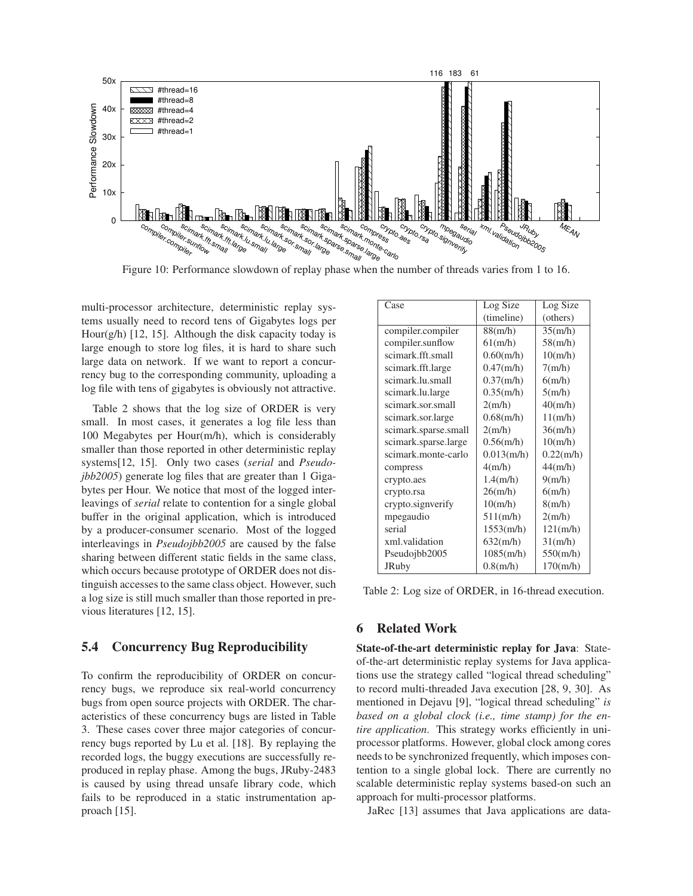Figure 10: Performance slowdown of replay phase when the number of threads varies from 1 to 16.

multi-processor architecture, deterministic replay systems usually need to record tens of Gigabytes logs per Hour(g/h) [12, 15]. Although the disk capacity today is large enough to store log files, it is hard to share such large data on network. If we want to report a concurrency bug to the corresponding community, uploading a log file with tens of gigabytes is obviously not attractive.

Table 2 shows that the log size of ORDER is very small. In most cases, it generates a log file less than 100 Megabytes per Hour(m/h), which is considerably smaller than those reported in other deterministic replay systems[12, 15]. Only two cases (*serial* and *Pseudojbb2005*) generate log files that are greater than 1 Gigabytes per Hour. We notice that most of the logged interleavings of *serial* relate to contention for a single global buffer in the original application, which is introduced by a producer-consumer scenario. Most of the logged interleavings in *Pseudojbb2005* are caused by the false sharing between different static fields in the same class, which occurs because prototype of ORDER does not distinguish accesses to the same class object. However, such a log size is still much smaller than those reported in previous literatures [12, 15].

| Case | Log Size (timeline) | Log Size (others) |
|---|---|---|
| compiler.compiler | 88(m/h) | 35(m/h) |
| compiler.sunflow | 61(m/h) | 58(m/h) |
| scimark.fft.small | 0.60(m/h) | 10(m/h) |
| scimark.fft.large | 0.47(m/h) | 7(m/h) |
| scimark.lu.small | 0.37(m/h) | 6(m/h) |
| scimark.lu.large | 0.35(m/h) | 5(m/h) |
| scimark.sor.small | 2(m/h) | 40(m/h) |
| scimark.sor.large | 0.68(m/h) | 11(m/h) |
| scimark.sparse.small | 2(m/h) | 36(m/h) |
| scimark.sparse.large | 0.56(m/h) | 10(m/h) |
| scimark.monte-carlo | 0.013(m/h) | 0.22(m/h) |
| compress | 4(m/h) | 44(m/h) |
| crypto.aes | 1.4(m/h) | 9(m/h) |
| crypto.rsa | 26(m/h) | 6(m/h) |
| crypto.signverify | 10(m/h) | 8(m/h) |
| mpegaudio | 511(m/h) | 2(m/h) |
| serial | 1553(m/h) | 121(m/h) |
| xml.validation | 632(m/h) | 31(m/h) |
| Pseudojbb2005 | 1085(m/h) | 550(m/h) |
| JRuby | 0.8(m/h) | 170(m/h) |

Table 2: Log size of ORDER, in 16-thread execution.

## 5.4 Concurrency Bug Reproducibility

To confirm the reproducibility of ORDER on concurrency bugs, we reproduce six real-world concurrency bugs from open source projects with ORDER. The characteristics of these concurrency bugs are listed in Table 3. These cases cover three major categories of concurrency bugs reported by Lu et al. [18]. By replaying the recorded logs, the buggy executions are successfully reproduced in replay phase. Among the bugs, JRuby-2483 is caused by using thread unsafe library code, which fails to be reproduced in a static instrumentation approach [15].

# 6 Related Work

**State-of-the-art deterministic replay for Java**: State-of-the-art deterministic replay systems for Java applications use the strategy called "logical thread scheduling" to record multi-threaded Java execution [28, 9, 30]. As mentioned in Dejavu [9], "logical thread scheduling" *is based on a global clock (i.e., time stamp) for the entire application*. This strategy works efficiently in uniprocessor platforms. However, global clock among cores needs to be synchronized frequently, which imposes contention to a single global lock. There are currently no scalable deterministic replay systems based-on such an approach for multi-processor platforms.

JaRec [13] assumes that Java applications are data-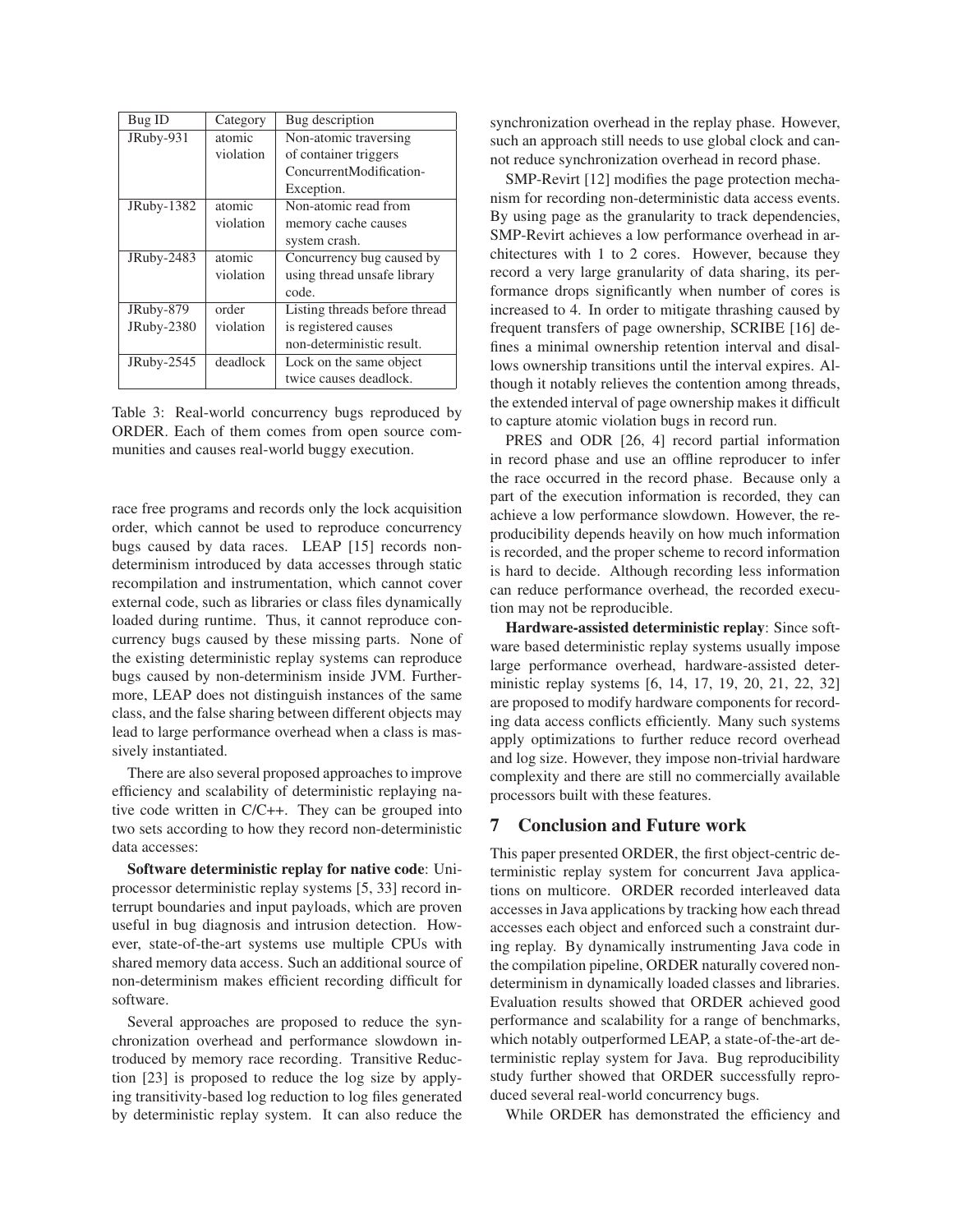| Bug ID | Category | Bug description |
|---|---|---|
| JRuby-931 | atomic violation | Non-atomic traversing of container triggers ConcurrentModification-Exception. |
| JRuby-1382 | atomic violation | Non-atomic read from memory cache causes system crash. |
| JRuby-2483 | atomic violation | Concurrency bug caused by using thread unsafe library code. |
| JRuby-879 JRuby-2380 | order violation | Listing threads before thread is registered causes non-deterministic result. |
| JRuby-2545 | deadlock | Lock on the same object twice causes deadlock. |

Table 3: Real-world concurrency bugs reproduced by ORDER. Each of them comes from open source communities and causes real-world buggy execution.

race free programs and records only the lock acquisition order, which cannot be used to reproduce concurrency bugs caused by data races. LEAP [15] records non-determinism introduced by data accesses through static recompilation and instrumentation, which cannot cover external code, such as libraries or class files dynamically loaded during runtime. Thus, it cannot reproduce concurrency bugs caused by these missing parts. None of the existing deterministic replay systems can reproduce bugs caused by non-determinism inside JVM. Furthermore, LEAP does not distinguish instances of the same class, and the false sharing between different objects may lead to large performance overhead when a class is massively instantiated.

There are also several proposed approaches to improve efficiency and scalability of deterministic replaying native code written in C/C++. They can be grouped into two sets according to how they record non-deterministic data accesses:

**Software deterministic replay for native code**: Uniprocessor deterministic replay systems [5, 33] record interrupt boundaries and input payloads, which are proven useful in bug diagnosis and intrusion detection. However, state-of-the-art systems use multiple CPUs with shared memory data access. Such an additional source of non-determinism makes efficient recording difficult for software.

Several approaches are proposed to reduce the synchronization overhead and performance slowdown introduced by memory race recording. Transitive Reduction [23] is proposed to reduce the log size by applying transitivity-based log reduction to log files generated by deterministic replay system. It can also reduce the synchronization overhead in the replay phase. However, such an approach still needs to use global clock and cannot reduce synchronization overhead in record phase.

SMP-Revirt [12] modifies the page protection mechanism for recording non-deterministic data access events. By using page as the granularity to track dependencies, SMP-Revirt achieves a low performance overhead in architectures with 1 to 2 cores. However, because they record a very large granularity of data sharing, its performance drops significantly when number of cores is increased to 4. In order to mitigate thrashing caused by frequent transfers of page ownership, SCRIBE [16] defines a minimal ownership retention interval and disallows ownership transitions until the interval expires. Although it notably relieves the contention among threads, the extended interval of page ownership makes it difficult to capture atomic violation bugs in record run.

PRES and ODR [26, 4] record partial information in record phase and use an offline reproducer to infer the race occurred in the record phase. Because only a part of the execution information is recorded, they can achieve a low performance slowdown. However, the reproducibility depends heavily on how much information is recorded, and the proper scheme to record information is hard to decide. Although recording less information can reduce performance overhead, the recorded execution may not be reproducible.

**Hardware-assisted deterministic replay**: Since software based deterministic replay systems usually impose large performance overhead, hardware-assisted deterministic replay systems [6, 14, 17, 19, 20, 21, 22, 32] are proposed to modify hardware components for recording data access conflicts efficiently. Many such systems apply optimizations to further reduce record overhead and log size. However, they impose non-trivial hardware complexity and there are still no commercially available processors built with these features.

## 7 Conclusion and Future work

This paper presented ORDER, the first object-centric deterministic replay system for concurrent Java applications on multicore. ORDER recorded interleaved data accesses in Java applications by tracking how each thread accesses each object and enforced such a constraint during replay. By dynamically instrumenting Java code in the compilation pipeline, ORDER naturally covered non-determinism in dynamically loaded classes and libraries. Evaluation results showed that ORDER achieved good performance and scalability for a range of benchmarks, which notably outperformed LEAP, a state-of-the-art deterministic replay system for Java. Bug reproducibility study further showed that ORDER successfully reproduced several real-world concurrency bugs.

While ORDER has demonstrated the efficiency and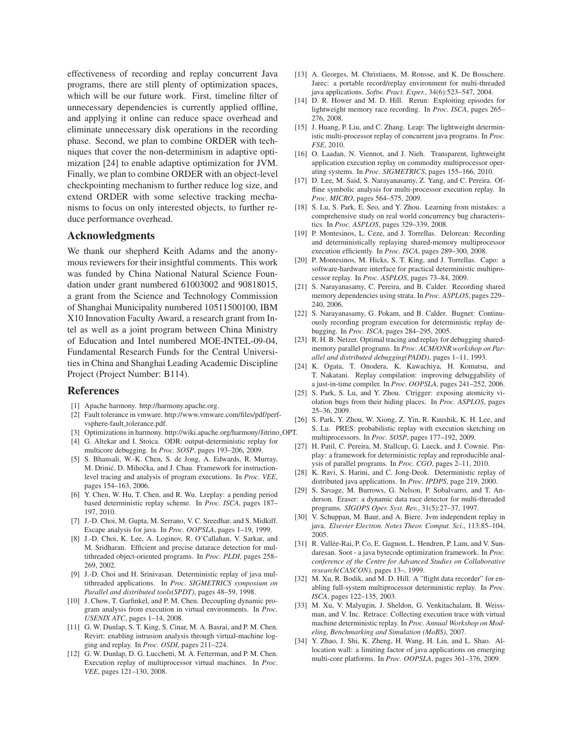effectiveness of recording and replay concurrent Java programs, there are still plenty of optimization spaces, which will be our future work. First, timeline filter of unnecessary dependencies is currently applied offline, and applying it online can reduce space overhead and eliminate unnecessary disk operations in the recording phase. Second, we plan to combine ORDER with techniques that cover the non-determinism in adaptive optimization [24] to enable adaptive optimization for JVM. Finally, we plan to combine ORDER with an object-level checkpointing mechanism to further reduce log size, and extend ORDER with some selective tracking mechanisms to focus on only interested objects, to further reduce performance overhead.

## Acknowledgments

We thank our shepherd Keith Adams and the anonymous reviewers for their insightful comments. This work was funded by China National Natural Science Foundation under grant numbered 61003002 and 90818015, a grant from the Science and Technology Commission of Shanghai Municipality numbered 10511500100, IBM X10 Innovation Faculty Award, a research grant from Intel as well as a joint program between China Ministry of Education and Intel numbered MOE-INTEL-09-04, Fundamental Research Funds for the Central Universities in China and Shanghai Leading Academic Discipline Project (Project Number: B114).

## References

[1] Apache harmony. http://harmony.apache.org.

[2] Fault tolerance in vmware. http://www.vmware.com/files/pdf/perf-vsphere-fault_tolerance.pdf.

[3] Optimizations in harmony. http://wiki.apache.org/harmony/Jitrino_OPT.

[4] G. Altekar and I. Stoica. ODR: output-deterministic replay for multicore debugging. In *Proc. SOSP*, pages 193–206, 2009.

[5] S. Bhansali, W.-K. Chen, S. de Jong, A. Edwards, R. Murray, M. Drinić, D. Mihočka, and J. Chau. Framework for instruction-level tracing and analysis of program executions. In *Proc. VEE*, pages 154–163, 2006.

[6] Y. Chen, W. Hu, T. Chen, and R. Wu. Lreplay: a pending period based deterministic replay scheme. In *Proc. ISCA*, pages 187–197, 2010.

[7] J.-D. Choi, M. Gupta, M. Serrano, V. C. Sreedhar, and S. Midkiff. Escape analysis for java. In *Proc. OOPSLA*, pages 1–19, 1999.

[8] J.-D. Choi, K. Lee, A. Loginov, R. O'Callahan, V. Sarkar, and M. Sridharan. Efficient and precise datarace detection for multithreaded object-oriented programs. In *Proc. PLDI*, pages 258–269, 2002.

[9] J.-D. Choi and H. Srinivasan. Deterministic replay of java multithreaded applications. In *Proc. SIGMETRICS symposium on Parallel and distributed tools(SPDT)*, pages 48–59, 1998.

[10] J. Chow, T. Garfinkel, and P. M. Chen. Decoupling dynamic program analysis from execution in virtual environments. In *Proc. USENIX ATC*, pages 1–14, 2008.

[11] G. W. Dunlap, S. T. King, S. Cinar, M. A. Basrai, and P. M. Chen. Revirt: enabling intrusion analysis through virtual-machine logging and replay. In *Proc. OSDI*, pages 211–224.

[12] G. W. Dunlap, D. G. Lucchetti, M. A. Fetterman, and P. M. Chen. Execution replay of multiprocessor virtual machines. In *Proc. VEE*, pages 121–130, 2008.

[13] A. Georges, M. Christiaens, M. Ronsse, and K. De Bosschere. Jarec: a portable record/replay environment for multi-threaded java applications. *Softw. Pract. Exper.*, 34(6):523–547, 2004.

[14] D. R. Hower and M. D. Hill. Rerun: Exploiting episodes for lightweight memory race recording. In *Proc. ISCA*, pages 265–276, 2008.

[15] J. Huang, P. Liu, and C. Zhang. Leap: The lightweight deterministic multi-processor replay of concurrent java programs. In *Proc. FSE*, 2010.

[16] O. Laadan, N. Viennot, and J. Nieh. Transparent, lightweight application execution replay on commodity multiprocessor operating systems. In *Proc. SIGMETRICS*, pages 155–166, 2010.

[17] D. Lee, M. Said, S. Narayanasamy, Z. Yang, and C. Pereira. Offline symbolic analysis for multi-processor execution replay. In *Proc. MICRO*, pages 564–575, 2009.

[18] S. Lu, S. Park, E. Seo, and Y. Zhou. Learning from mistakes: a comprehensive study on real world concurrency bug characteristics. In *Proc. ASPLOS*, pages 329–339, 2008.

[19] P. Montesinos, L. Ceze, and J. Torrellas. Delorean: Recording and deterministically replaying shared-memory multiprocessor execution efficiently. In *Proc. ISCA*, pages 289–300, 2008.

[20] P. Montesinos, M. Hicks, S. T. King, and J. Torrellas. Capo: a software-hardware interface for practical deterministic multiprocessor replay. In *Proc. ASPLOS*, pages 73–84, 2009.

[21] S. Narayanasamy, C. Pereira, and B. Calder. Recording shared memory dependencies using strata. In *Proc. ASPLOS*, pages 229–240, 2006.

[22] S. Narayanasamy, G. Pokam, and B. Calder. Bugnet: Continuously recording program execution for deterministic replay debugging. In *Proc. ISCA*, pages 284–295, 2005.

[23] R. H. B. Netzer. Optimal tracing and replay for debugging shared-memory parallel programs. In *Proc. ACM/ONR workshop on Parallel and distributed debugging(PADD)*, pages 1–11, 1993.

[24] K. Ogata, T. Onodera, K. Kawachiya, H. Komatsu, and T. Nakatani. Replay compilation: improving debuggability of a just-in-time compiler. In *Proc. OOPSLA*, pages 241–252, 2006.

[25] S. Park, S. Lu, and Y. Zhou. Ctrigger: exposing atomicity violation bugs from their hiding places. In *Proc. ASPLOS*, pages 25–36, 2009.

[26] S. Park, Y. Zhou, W. Xiong, Z. Yin, R. Kaushik, K. H. Lee, and S. Lu. PRES: probabilistic replay with execution sketching on multiprocessors. In *Proc. SOSP*, pages 177–192, 2009.

[27] H. Patil, C. Pereira, M. Stallcup, G. Lueck, and J. Cownie. Pinplay: a framework for deterministic replay and reproducible analysis of parallel programs. In *Proc. CGO*, pages 2–11, 2010.

[28] K. Ravi, S. Harini, and C. Jong-Deok. Deterministic replay of distributed java applications. In *Proc. IPDPS*, page 219, 2000.

[29] S. Savage, M. Burrows, G. Nelson, P. Sobalvarro, and T. Anderson. Eraser: a dynamic data race detector for multi-threaded programs. *SIGOPS Oper. Syst. Rev.*, 31(5):27–37, 1997.

[30] V. Schuppan, M. Baur, and A. Biere. Jvm independent replay in java. *Elsevier Electron. Notes Theor. Comput. Sci.*, 113:85–104, 2005.

[31] R. Vallée-Rai, P. Co, E. Gagnon, L. Hendren, P. Lam, and V. Sundaresan. Soot - a java bytecode optimization framework. In *Proc. conference of the Centre for Advanced Studies on Collaborative research(CASCON)*, pages 13–, 1999.

[32] M. Xu, R. Bodik, and M. D. Hill. A "flight data recorder" for enabling full-system multiprocessor deterministic replay. In *Proc. ISCA*, pages 122–135, 2003.

[33] M. Xu, V. Malyugin, J. Sheldon, G. Venkitachalam, B. Weissman, and V. Inc. Retrace: Collecting execution trace with virtual machine deterministic replay. In *Proc. Annual Workshop on Modeling, Benchmarking and Simulation (MoBS)*, 2007.

[34] Y. Zhao, J. Shi, K. Zheng, H. Wang, H. Lin, and L. Shao. Allocation wall: a limiting factor of java applications on emerging multi-core platforms. In *Proc. OOPSLA*, pages 361–376, 2009.